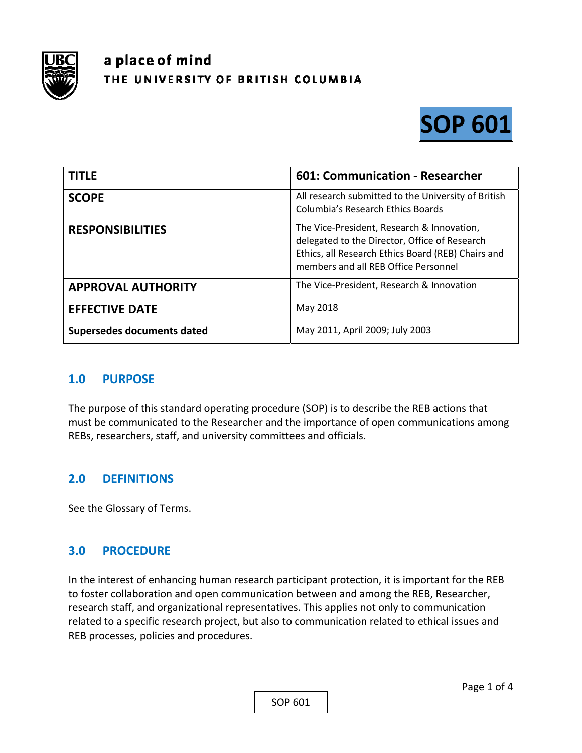a place of mind

THE UNIVERSITY OF BRITISH COLUMBIA

# SOP 601

| TITLE | 601: Communication - Researcher |
|---|---|
| SCOPE | All research submitted to the University of British Columbia's Research Ethics Boards |
| RESPONSIBILITIES | The Vice-President, Research & Innovation, delegated to the Director, Office of Research Ethics, all Research Ethics Board (REB) Chairs and members and all REB Office Personnel |
| APPROVAL AUTHORITY | The Vice-President, Research & Innovation |
| EFFECTIVE DATE | May 2018 |
| Supersedes documents dated | May 2011, April 2009; July 2003 |

## 1.0 PURPOSE

The purpose of this standard operating procedure (SOP) is to describe the REB actions that must be communicated to the Researcher and the importance of open communications among REBs, researchers, staff, and university committees and officials.

## 2.0 DEFINITIONS

See the Glossary of Terms.

## 3.0 PROCEDURE

In the interest of enhancing human research participant protection, it is important for the REB to foster collaboration and open communication between and among the REB, Researcher, research staff, and organizational representatives. This applies not only to communication related to a specific research project, but also to communication related to ethical issues and REB processes, policies and procedures.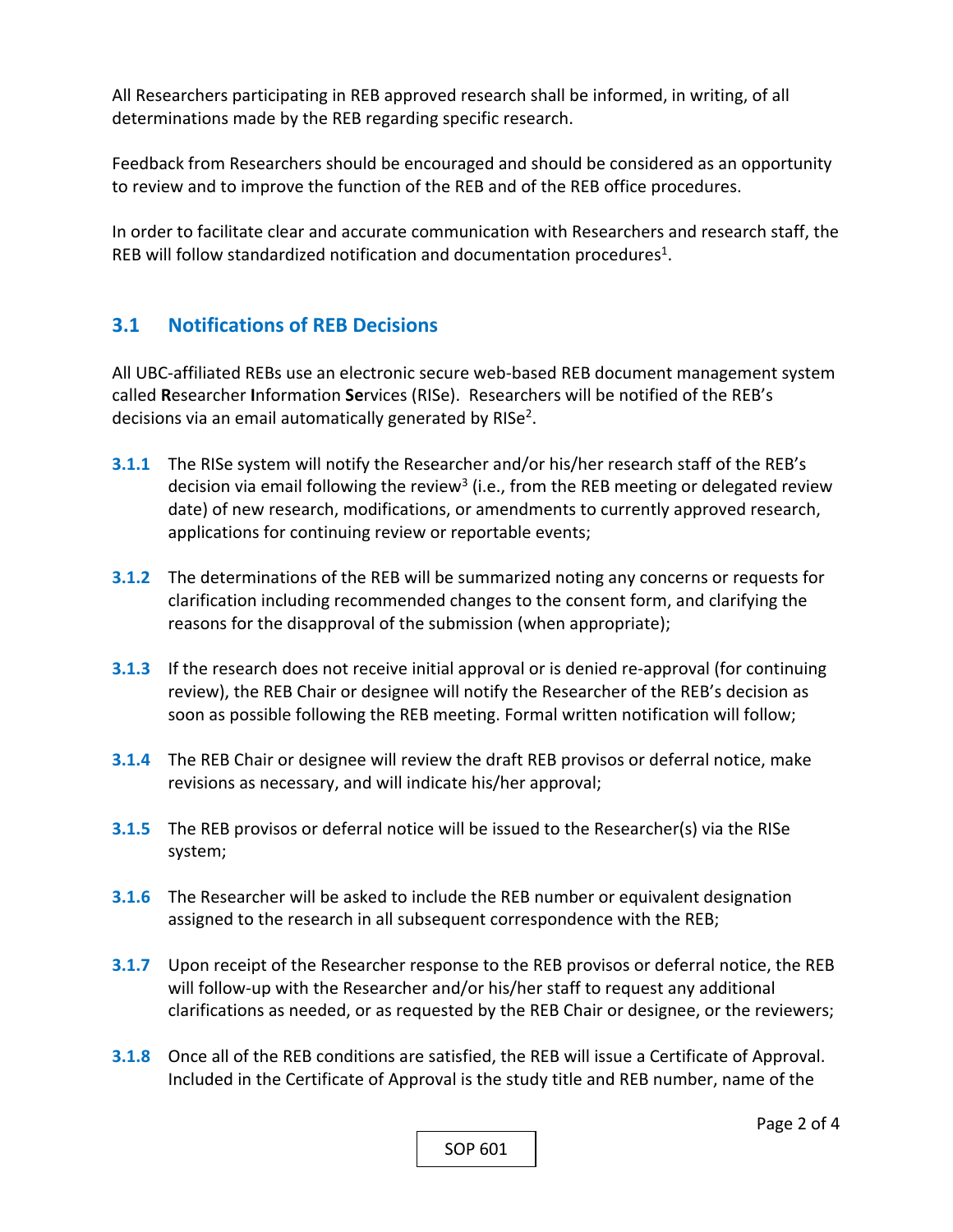All Researchers participating in REB approved research shall be informed, in writing, of all determinations made by the REB regarding specific research.

Feedback from Researchers should be encouraged and should be considered as an opportunity to review and to improve the function of the REB and of the REB office procedures.

In order to facilitate clear and accurate communication with Researchers and research staff, the REB will follow standardized notification and documentation procedures[1].

## 3.1 Notifications of REB Decisions

All UBC-affiliated REBs use an electronic secure web-based REB document management system called **R**esearcher **I**nformation **Se**rvices (RISe). Researchers will be notified of the REB's decisions via an email automatically generated by RISe[2].

**3.1.1** The RISe system will notify the Researcher and/or his/her research staff of the REB's decision via email following the review[3] (i.e., from the REB meeting or delegated review date) of new research, modifications, or amendments to currently approved research, applications for continuing review or reportable events;

**3.1.2** The determinations of the REB will be summarized noting any concerns or requests for clarification including recommended changes to the consent form, and clarifying the reasons for the disapproval of the submission (when appropriate);

**3.1.3** If the research does not receive initial approval or is denied re-approval (for continuing review), the REB Chair or designee will notify the Researcher of the REB's decision as soon as possible following the REB meeting. Formal written notification will follow;

**3.1.4** The REB Chair or designee will review the draft REB provisos or deferral notice, make revisions as necessary, and will indicate his/her approval;

**3.1.5** The REB provisos or deferral notice will be issued to the Researcher(s) via the RISe system;

**3.1.6** The Researcher will be asked to include the REB number or equivalent designation assigned to the research in all subsequent correspondence with the REB;

**3.1.7** Upon receipt of the Researcher response to the REB provisos or deferral notice, the REB will follow-up with the Researcher and/or his/her staff to request any additional clarifications as needed, or as requested by the REB Chair or designee, or the reviewers;

**3.1.8** Once all of the REB conditions are satisfied, the REB will issue a Certificate of Approval. Included in the Certificate of Approval is the study title and REB number, name of the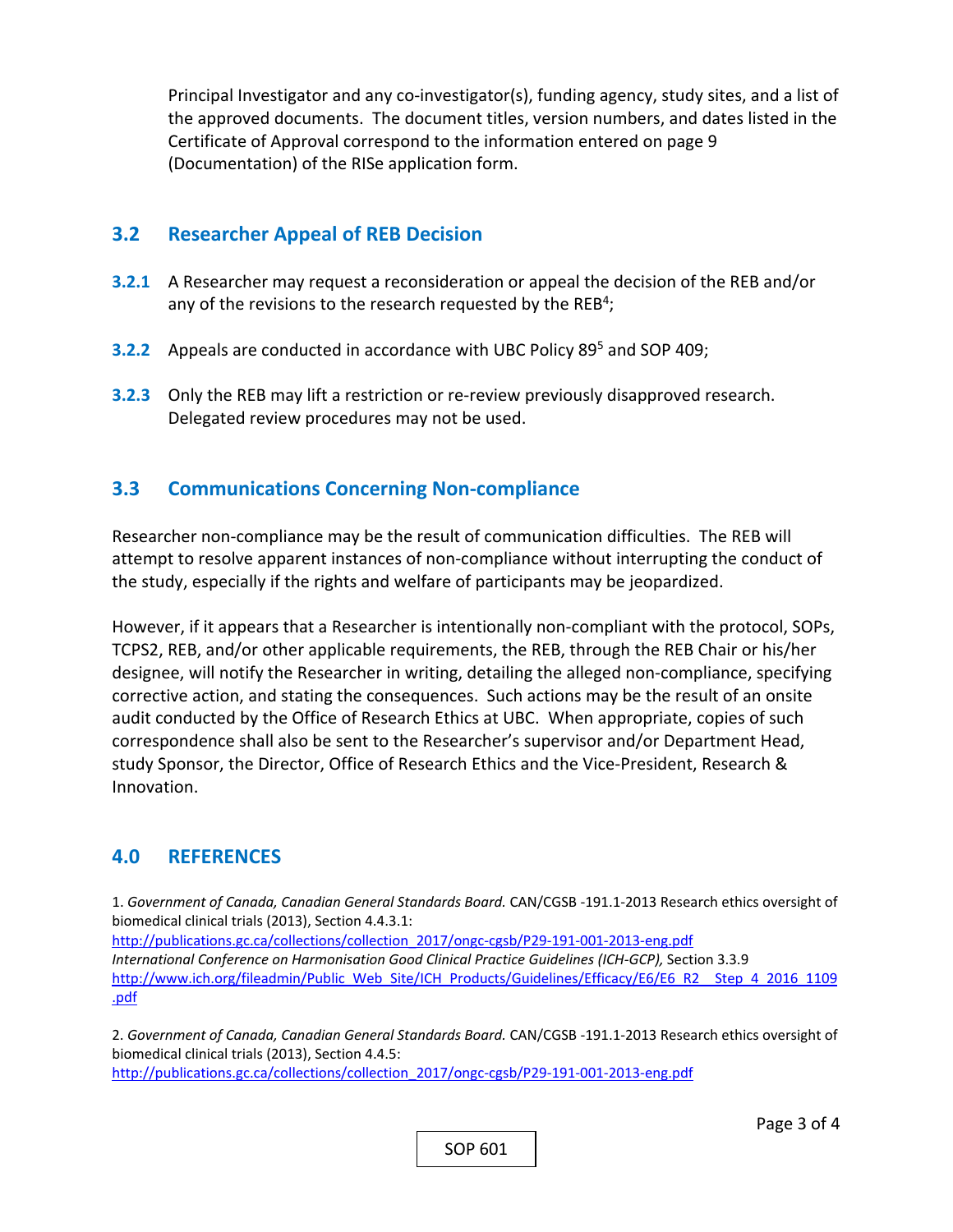Principal Investigator and any co-investigator(s), funding agency, study sites, and a list of the approved documents. The document titles, version numbers, and dates listed in the Certificate of Approval correspond to the information entered on page 9 (Documentation) of the RISe application form.

## 3.2 Researcher Appeal of REB Decision

**3.2.1** A Researcher may request a reconsideration or appeal the decision of the REB and/or any of the revisions to the research requested by the REB[4];

**3.2.2** Appeals are conducted in accordance with UBC Policy 89[5] and SOP 409;

**3.2.3** Only the REB may lift a restriction or re-review previously disapproved research. Delegated review procedures may not be used.

## 3.3 Communications Concerning Non-compliance

Researcher non-compliance may be the result of communication difficulties. The REB will attempt to resolve apparent instances of non-compliance without interrupting the conduct of the study, especially if the rights and welfare of participants may be jeopardized.

However, if it appears that a Researcher is intentionally non-compliant with the protocol, SOPs, TCPS2, REB, and/or other applicable requirements, the REB, through the REB Chair or his/her designee, will notify the Researcher in writing, detailing the alleged non-compliance, specifying corrective action, and stating the consequences. Such actions may be the result of an onsite audit conducted by the Office of Research Ethics at UBC. When appropriate, copies of such correspondence shall also be sent to the Researcher's supervisor and/or Department Head, study Sponsor, the Director, Office of Research Ethics and the Vice-President, Research & Innovation.

## 4.0 REFERENCES

1. *Government of Canada, Canadian General Standards Board.* CAN/CGSB -191.1-2013 Research ethics oversight of biomedical clinical trials (2013), Section 4.4.3.1:
http://publications.gc.ca/collections/collection_2017/ongc-cgsb/P29-191-001-2013-eng.pdf
*International Conference on Harmonisation Good Clinical Practice Guidelines (ICH-GCP),* Section 3.3.9
http://www.ich.org/fileadmin/Public_Web_Site/ICH_Products/Guidelines/Efficacy/E6/E6_R2__Step_4_2016_1109.pdf

2. *Government of Canada, Canadian General Standards Board.* CAN/CGSB -191.1-2013 Research ethics oversight of biomedical clinical trials (2013), Section 4.4.5:
http://publications.gc.ca/collections/collection_2017/ongc-cgsb/P29-191-001-2013-eng.pdf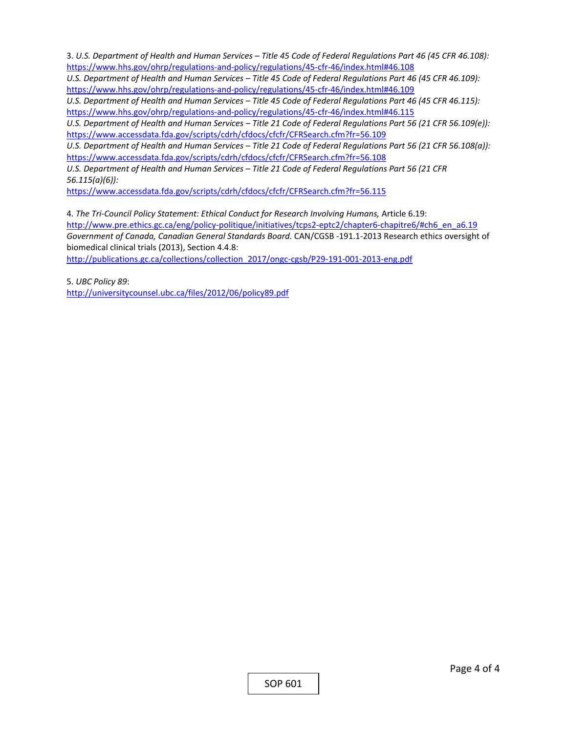3. *U.S. Department of Health and Human Services – Title 45 Code of Federal Regulations Part 46 (45 CFR 46.108):*
https://www.hhs.gov/ohrp/regulations-and-policy/regulations/45-cfr-46/index.html#46.108
*U.S. Department of Health and Human Services – Title 45 Code of Federal Regulations Part 46 (45 CFR 46.109):*
https://www.hhs.gov/ohrp/regulations-and-policy/regulations/45-cfr-46/index.html#46.109
*U.S. Department of Health and Human Services – Title 45 Code of Federal Regulations Part 46 (45 CFR 46.115):*
https://www.hhs.gov/ohrp/regulations-and-policy/regulations/45-cfr-46/index.html#46.115
*U.S. Department of Health and Human Services – Title 21 Code of Federal Regulations Part 56 (21 CFR 56.109(e)):*
https://www.accessdata.fda.gov/scripts/cdrh/cfdocs/cfcfr/CFRSearch.cfm?fr=56.109
*U.S. Department of Health and Human Services – Title 21 Code of Federal Regulations Part 56 (21 CFR 56.108(a)):*
https://www.accessdata.fda.gov/scripts/cdrh/cfdocs/cfcfr/CFRSearch.cfm?fr=56.108
*U.S. Department of Health and Human Services – Title 21 Code of Federal Regulations Part 56 (21 CFR 56.115(a)(6)):*
https://www.accessdata.fda.gov/scripts/cdrh/cfdocs/cfcfr/CFRSearch.cfm?fr=56.115

4. *The Tri-Council Policy Statement: Ethical Conduct for Research Involving Humans,* Article 6.19:
http://www.pre.ethics.gc.ca/eng/policy-politique/initiatives/tcps2-eptc2/chapter6-chapitre6/#ch6_en_a6.19
*Government of Canada, Canadian General Standards Board.* CAN/CGSB -191.1-2013 Research ethics oversight of biomedical clinical trials (2013), Section 4.4.8:
http://publications.gc.ca/collections/collection_2017/ongc-cgsb/P29-191-001-2013-eng.pdf

5. *UBC Policy 89*:
http://universitycounsel.ubc.ca/files/2012/06/policy89.pdf